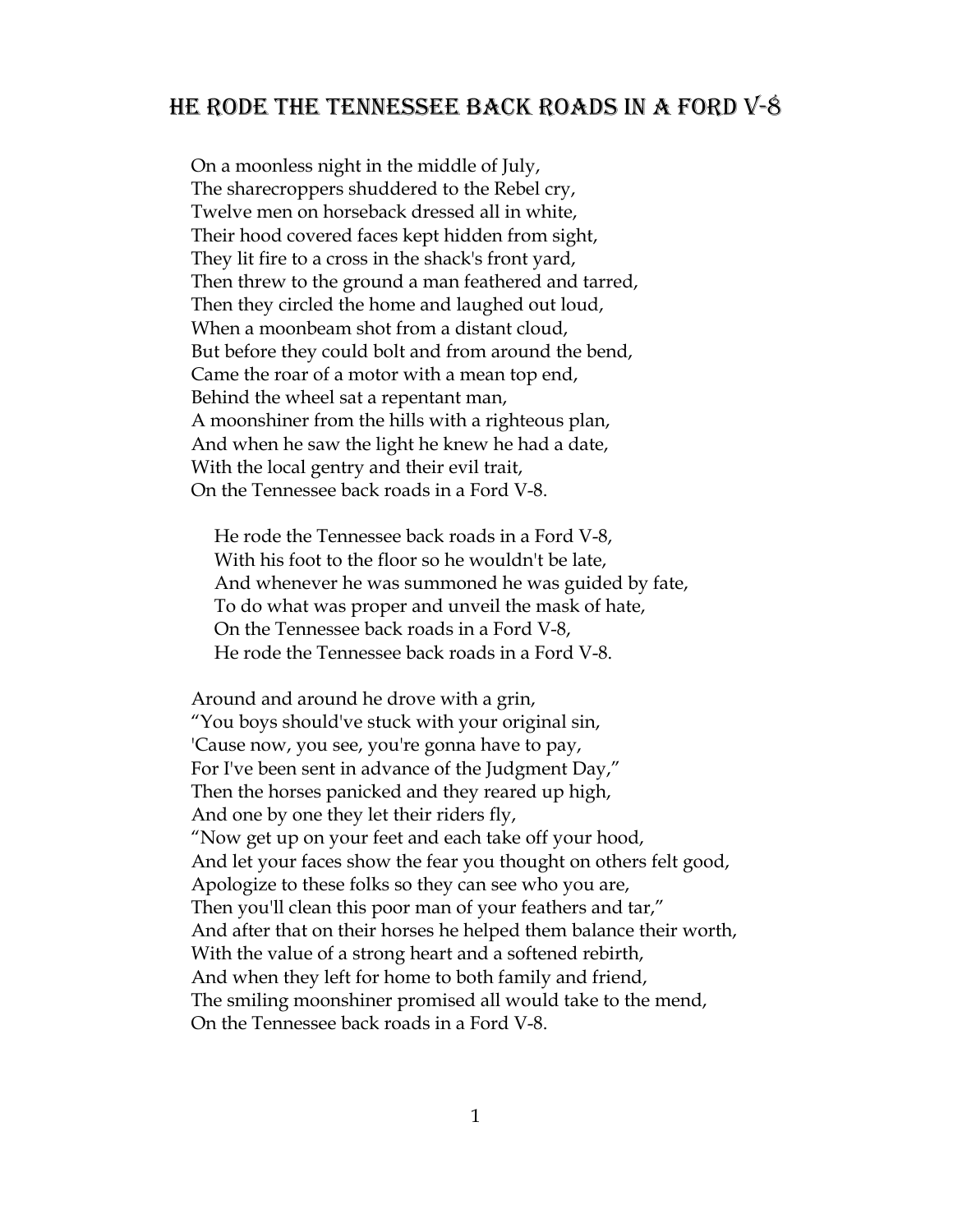# He Rode the Tennessee Back Roads in a Ford V-8

On a moonless night in the middle of July,
The sharecroppers shuddered to the Rebel cry,
Twelve men on horseback dressed all in white,
Their hood covered faces kept hidden from sight,
They lit fire to a cross in the shack's front yard,
Then threw to the ground a man feathered and tarred,
Then they circled the home and laughed out loud,
When a moonbeam shot from a distant cloud,
But before they could bolt and from around the bend,
Came the roar of a motor with a mean top end,
Behind the wheel sat a repentant man,
A moonshiner from the hills with a righteous plan,
And when he saw the light he knew he had a date,
With the local gentry and their evil trait,
On the Tennessee back roads in a Ford V-8.

> He rode the Tennessee back roads in a Ford V-8,
> With his foot to the floor so he wouldn't be late,
> And whenever he was summoned he was guided by fate,
> To do what was proper and unveil the mask of hate,
> On the Tennessee back roads in a Ford V-8,
> He rode the Tennessee back roads in a Ford V-8.

Around and around he drove with a grin,
"You boys should've stuck with your original sin,
'Cause now, you see, you're gonna have to pay,
For I've been sent in advance of the Judgment Day,"
Then the horses panicked and they reared up high,
And one by one they let their riders fly,
"Now get up on your feet and each take off your hood,
And let your faces show the fear you thought on others felt good,
Apologize to these folks so they can see who you are,
Then you'll clean this poor man of your feathers and tar,"
And after that on their horses he helped them balance their worth,
With the value of a strong heart and a softened rebirth,
And when they left for home to both family and friend,
The smiling moonshiner promised all would take to the mend,
On the Tennessee back roads in a Ford V-8.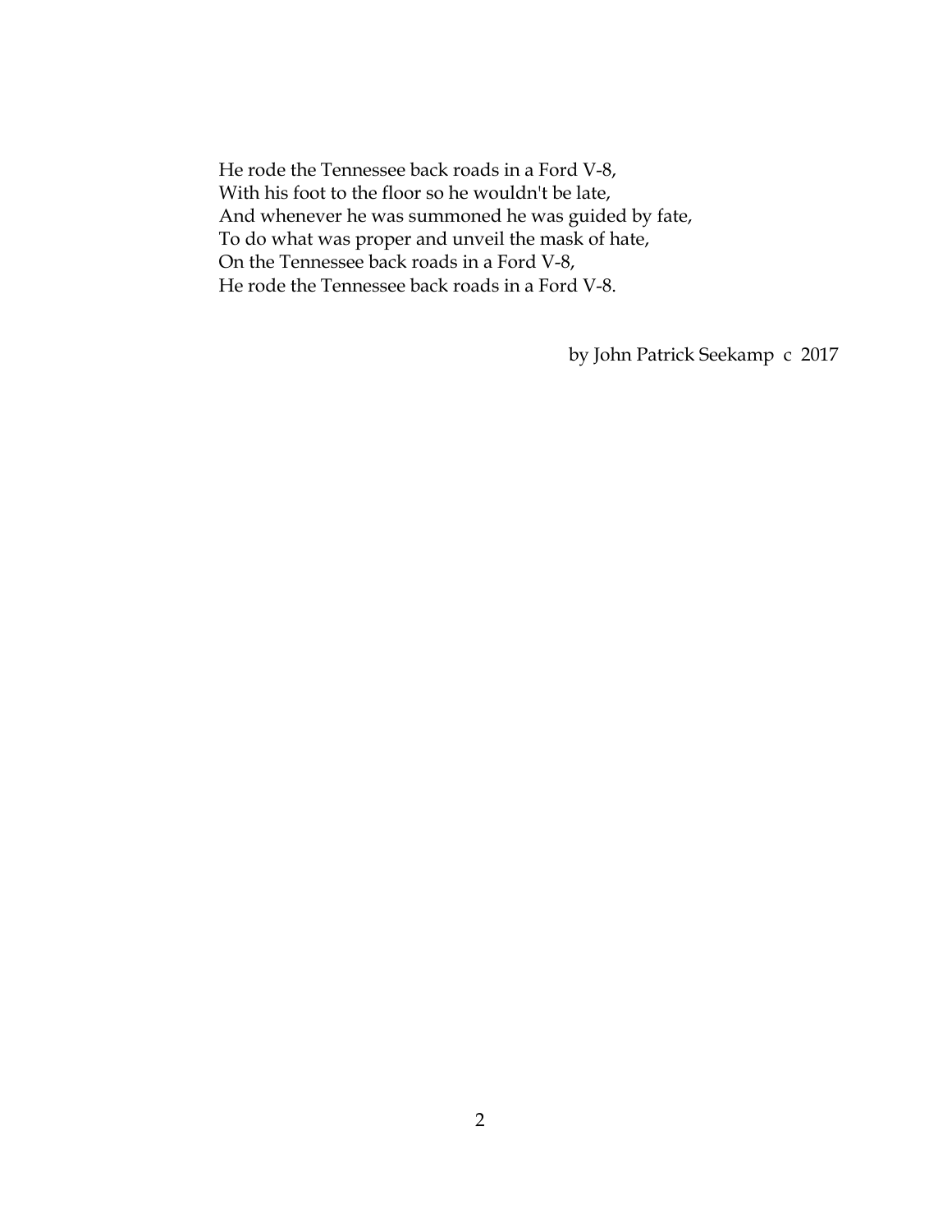He rode the Tennessee back roads in a Ford V-8,
With his foot to the floor so he wouldn't be late,
And whenever he was summoned he was guided by fate,
To do what was proper and unveil the mask of hate,
On the Tennessee back roads in a Ford V-8,
He rode the Tennessee back roads in a Ford V-8.

by John Patrick Seekamp c 2017